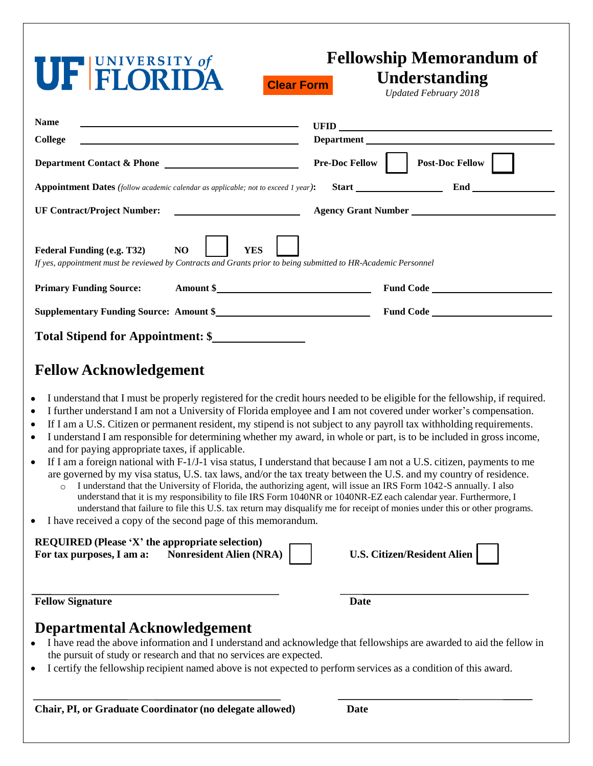UF | UNIVERSITY of FLORIDA

Clear Form

# Fellowship Memorandum of Understanding

*Updated February 2018*

**Name** ______________________ **UFID** ______________________

**College** ______________________ **Department** ______________________

**Department Contact & Phone** ______________________ **Pre-Doc Fellow** ☐ **Post-Doc Fellow** ☐

**Appointment Dates** *(follow academic calendar as applicable; not to exceed 1 year)*: **Start** __________ **End** __________

**UF Contract/Project Number:** ______________________ **Agency Grant Number** ______________________

**Federal Funding (e.g. T32)** **NO** ☐ **YES** ☐

*If yes, appointment must be reviewed by Contracts and Grants prior to being submitted to HR-Academic Personnel*

**Primary Funding Source:** **Amount $**______________________ **Fund Code** ______________________

**Supplementary Funding Source:** **Amount $**______________________ **Fund Code** ______________________

**Total Stipend for Appointment: $**______________

## Fellow Acknowledgement

- I understand that I must be properly registered for the credit hours needed to be eligible for the fellowship, if required.
- I further understand I am not a University of Florida employee and I am not covered under worker's compensation.
- If I am a U.S. Citizen or permanent resident, my stipend is not subject to any payroll tax withholding requirements.
- I understand I am responsible for determining whether my award, in whole or part, is to be included in gross income, and for paying appropriate taxes, if applicable.
- If I am a foreign national with F-1/J-1 visa status, I understand that because I am not a U.S. citizen, payments to me are governed by my visa status, U.S. tax laws, and/or the tax treaty between the U.S. and my country of residence.
  - I understand that the University of Florida, the authorizing agent, will issue an IRS Form 1042-S annually. I also understand that it is my responsibility to file IRS Form 1040NR or 1040NR-EZ each calendar year. Furthermore, I understand that failure to file this U.S. tax return may disqualify me for receipt of monies under this or other programs.
- I have received a copy of the second page of this memorandum.

**REQUIRED (Please 'X' the appropriate selection)**
**For tax purposes, I am a:** **Nonresident Alien (NRA)** ☐ **U.S. Citizen/Resident Alien** ☐

______________________ ______________________

**Fellow Signature** **Date**

## Departmental Acknowledgement

- I have read the above information and I understand and acknowledge that fellowships are awarded to aid the fellow in the pursuit of study or research and that no services are expected.
- I certify the fellowship recipient named above is not expected to perform services as a condition of this award.

______________________ ______________________

**Chair, PI, or Graduate Coordinator (no delegate allowed)** **Date**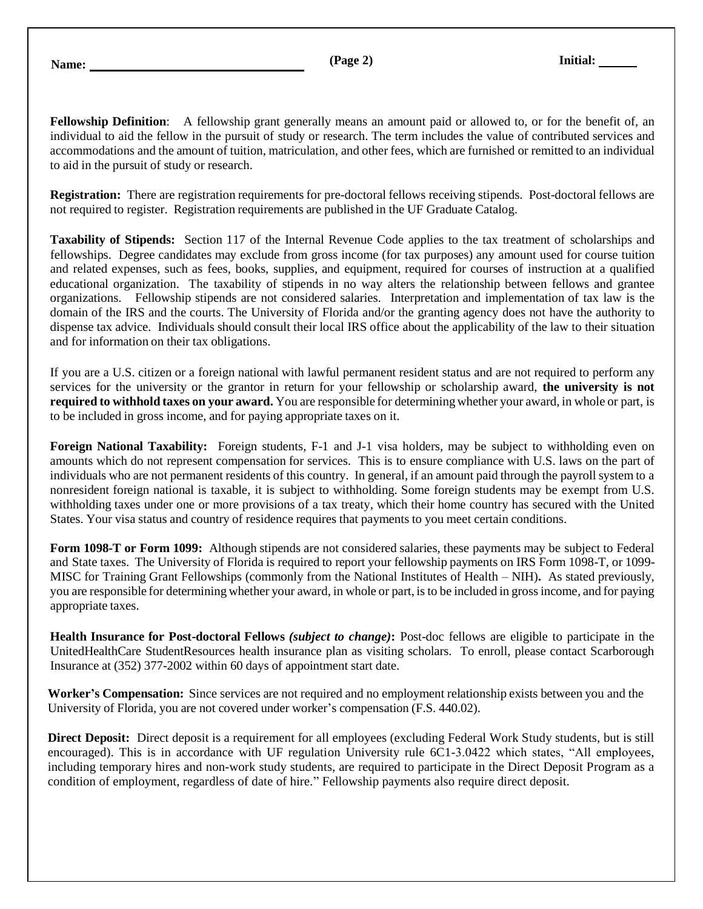Name: ______________________________ (Page 2) Initial: ______

**Fellowship Definition**: A fellowship grant generally means an amount paid or allowed to, or for the benefit of, an individual to aid the fellow in the pursuit of study or research. The term includes the value of contributed services and accommodations and the amount of tuition, matriculation, and other fees, which are furnished or remitted to an individual to aid in the pursuit of study or research.

**Registration:** There are registration requirements for pre-doctoral fellows receiving stipends. Post-doctoral fellows are not required to register. Registration requirements are published in the UF Graduate Catalog.

**Taxability of Stipends:** Section 117 of the Internal Revenue Code applies to the tax treatment of scholarships and fellowships. Degree candidates may exclude from gross income (for tax purposes) any amount used for course tuition and related expenses, such as fees, books, supplies, and equipment, required for courses of instruction at a qualified educational organization. The taxability of stipends in no way alters the relationship between fellows and grantee organizations. Fellowship stipends are not considered salaries. Interpretation and implementation of tax law is the domain of the IRS and the courts. The University of Florida and/or the granting agency does not have the authority to dispense tax advice. Individuals should consult their local IRS office about the applicability of the law to their situation and for information on their tax obligations.

If you are a U.S. citizen or a foreign national with lawful permanent resident status and are not required to perform any services for the university or the grantor in return for your fellowship or scholarship award, **the university is not required to withhold taxes on your award.** You are responsible for determining whether your award, in whole or part, is to be included in gross income, and for paying appropriate taxes on it.

**Foreign National Taxability:** Foreign students, F-1 and J-1 visa holders, may be subject to withholding even on amounts which do not represent compensation for services. This is to ensure compliance with U.S. laws on the part of individuals who are not permanent residents of this country. In general, if an amount paid through the payroll system to a nonresident foreign national is taxable, it is subject to withholding. Some foreign students may be exempt from U.S. withholding taxes under one or more provisions of a tax treaty, which their home country has secured with the United States. Your visa status and country of residence requires that payments to you meet certain conditions.

**Form 1098-T or Form 1099:** Although stipends are not considered salaries, these payments may be subject to Federal and State taxes. The University of Florida is required to report your fellowship payments on IRS Form 1098-T, or 1099-MISC for Training Grant Fellowships (commonly from the National Institutes of Health – NIH)**.** As stated previously, you are responsible for determining whether your award, in whole or part, is to be included in gross income, and for paying appropriate taxes.

**Health Insurance for Post-doctoral Fellows *(subject to change)*:** Post-doc fellows are eligible to participate in the UnitedHealthCare StudentResources health insurance plan as visiting scholars. To enroll, please contact Scarborough Insurance at (352) 377-2002 within 60 days of appointment start date.

**Worker's Compensation:** Since services are not required and no employment relationship exists between you and the University of Florida, you are not covered under worker's compensation (F.S. 440.02).

**Direct Deposit:** Direct deposit is a requirement for all employees (excluding Federal Work Study students, but is still encouraged). This is in accordance with UF regulation University rule 6C1-3.0422 which states, "All employees, including temporary hires and non-work study students, are required to participate in the Direct Deposit Program as a condition of employment, regardless of date of hire." Fellowship payments also require direct deposit.